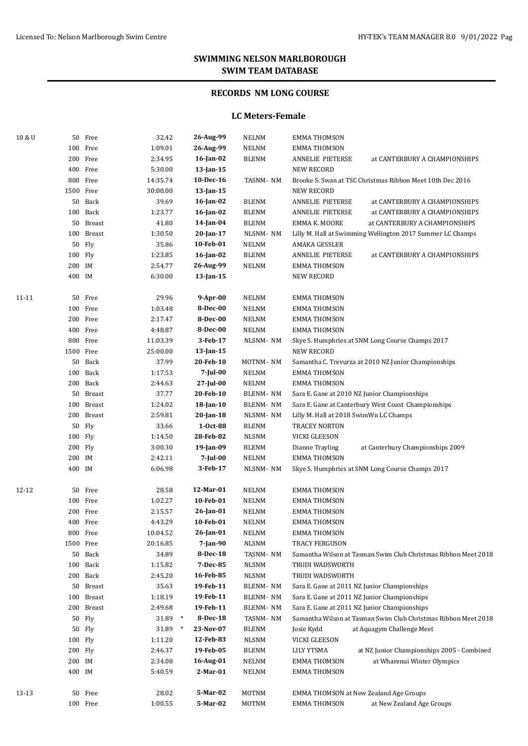## SWIMMING NELSON MARLBOROUGH
## SWIM TEAM DATABASE

### RECORDS NM LONG COURSE

#### LC Meters-Female

| Age | Event | | Time | Date | Club | Name |
|---|---|---|---|---|---|---|
| 10 & U | 50 | Free | 32.42 | 26-Aug-99 | NELNM | EMMA THOMSON |
| | 100 | Free | 1:09.01 | 26-Aug-99 | NELNM | EMMA THOMSON |
| | 200 | Free | 2:34.95 | 16-Jan-02 | BLENM | ANNELIE PIETERSE at CANTERBURY A CHAMPIONSHIPS |
| | 400 | Free | 5:30.00 | 13-Jan-15 | | NEW RECORD |
| | 800 | Free | 14:35.74 | 10-Dec-16 | TASNM- NM | Brooke S. Swan at TSC Christmas Ribbon Meet 10th Dec 2016 |
| | 1500 | Free | 30:00.00 | 13-Jan-15 | | NEW RECORD |
| | 50 | Back | 39.69 | 16-Jan-02 | BLENM | ANNELIE PIETERSE at CANTERBURY A CHAMPIONSHIPS |
| | 100 | Back | 1:23.77 | 16-Jan-02 | BLENM | ANNELIE PIETERSE at CANTERBURY A CHAMPIONSHIPS |
| | 50 | Breast | 41.80 | 14-Jan-04 | BLENM | EMMA K. MOORE at CANTERBURY A CHAMPIONSHIPS |
| | 100 | Breast | 1:30.50 | 20-Jan-17 | NLSNM- NM | Lilly M. Hall at Swimming Wellington 2017 Summer LC Champs |
| | 50 | Fly | 35.86 | 10-Feb-01 | NELNM | AMAKA GESSLER |
| | 100 | Fly | 1:23.85 | 16-Jan-02 | BLENM | ANNELIE PIETERSE at CANTERBURY A CHAMPIONSHIPS |
| | 200 | IM | 2:54.77 | 26-Aug-99 | NELNM | EMMA THOMSON |
| | 400 | IM | 6:30.00 | 13-Jan-15 | | NEW RECORD |
| 11-11 | 50 | Free | 29.96 | 9-Apr-00 | NELNM | EMMA THOMSON |
| | 100 | Free | 1:03.48 | 8-Dec-00 | NELNM | EMMA THOMSON |
| | 200 | Free | 2:17.47 | 8-Dec-00 | NELNM | EMMA THOMSON |
| | 400 | Free | 4:48.87 | 8-Dec-00 | NELNM | EMMA THOMSON |
| | 800 | Free | 11:03.39 | 3-Feb-17 | NLSNM- NM | Skye S. Humphries at SNM Long Course Champs 2017 |
| | 1500 | Free | 25:00.00 | 13-Jan-15 | | NEW RECORD |
| | 50 | Back | 37.99 | 20-Feb-10 | MOTNM- NM | Samantha C. Trevurza at 2010 NZ Junior Championships |
| | 100 | Back | 1:17.53 | 7-Jul-00 | NELNM | EMMA THOMSON |
| | 200 | Back | 2:44.63 | 27-Jul-00 | NELNM | EMMA THOMSON |
| | 50 | Breast | 37.77 | 20-Feb-10 | BLENM- NM | Sara E. Gane at 2010 NZ Junior Championships |
| | 100 | Breast | 1:24.02 | 18-Jan-10 | BLENM- NM | Sara E. Gane at Canterbury West Coast Championships |
| | 200 | Breast | 2:59.81 | 20-Jan-18 | NLSNM- NM | Lilly M. Hall at 2018 SwimWn LC Champs |
| | 50 | Fly | 33.66 | 1-Oct-88 | BLENM | TRACEY NORTON |
| | 100 | Fly | 1:14.50 | 28-Feb-82 | NLSNM | VICKI GLEESON |
| | 200 | Fly | 3:00.30 | 19-Jan-09 | BLENM | Dianne Trayling at Canterbury Championships 2009 |
| | 200 | IM | 2:42.11 | 7-Jul-00 | NELNM | EMMA THOMSON |
| | 400 | IM | 6:06.98 | 3-Feb-17 | NLSNM- NM | Skye S. Humphries at SNM Long Course Champs 2017 |
| 12-12 | 50 | Free | 28.58 | 12-Mar-01 | NELNM | EMMA THOMSON |
| | 100 | Free | 1:02.27 | 10-Feb-01 | NELNM | EMMA THOMSON |
| | 200 | Free | 2:15.57 | 26-Jan-01 | NELNM | EMMA THOMSON |
| | 400 | Free | 4:43.29 | 10-Feb-01 | NELNM | EMMA THOMSON |
| | 800 | Free | 10:04.52 | 26-Jan-01 | NELNM | EMMA THOMSON |
| | 1500 | Free | 20:16.85 | 7-Jan-90 | NLSNM | TRACY FERGUSON |
| | 50 | Back | 34.89 | 8-Dec-18 | TASNM- NM | Samantha Wilson at Tasman Swim Club Christmas Ribbon Meet 2018 |
| | 100 | Back | 1:15.82 | 7-Dec-85 | NLSNM | TRUDI WADSWORTH |
| | 200 | Back | 2:45.20 | 16-Feb-85 | NLSNM | TRUDI WADSWORTH |
| | 50 | Breast | 35.63 | 19-Feb-11 | BLENM- NM | Sara E. Gane at 2011 NZ Junior Championships |
| | 100 | Breast | 1:18.19 | 19-Feb-11 | BLENM- NM | Sara E. Gane at 2011 NZ Junior Championships |
| | 200 | Breast | 2:49.68 | 19-Feb-11 | BLENM- NM | Sara E. Gane at 2011 NZ Junior Championships |
| | 50 | Fly | 31.89 * | 8-Dec-18 | TASNM- NM | Samantha Wilson at Tasman Swim Club Christmas Ribbon Meet 2018 |
| | 50 | Fly | 31.89 * | 23-Nov-07 | BLENM | Josie Kydd at Aquagym Challenge Meet |
| | 100 | Fly | 1:11.20 | 12-Feb-83 | NLSNM | VICKI GLEESON |
| | 200 | Fly | 2:46.37 | 19-Feb-05 | BLENM | LILY YTSMA at NZ Junior Championships 2005 - Combined |
| | 200 | IM | 2:34.08 | 16-Aug-01 | NELNM | EMMA THOMSON at Wharenui Winter Olympics |
| | 400 | IM | 5:40.59 | 2-Mar-01 | NELNM | EMMA THOMSON |
| 13-13 | 50 | Free | 28.02 | 5-Mar-02 | MOTNM | EMMA THOMSON at New Zealand Age Groups |
| | 100 | Free | 1:00.55 | 5-Mar-02 | MOTNM | EMMA THOMSON at New Zealand Age Groups |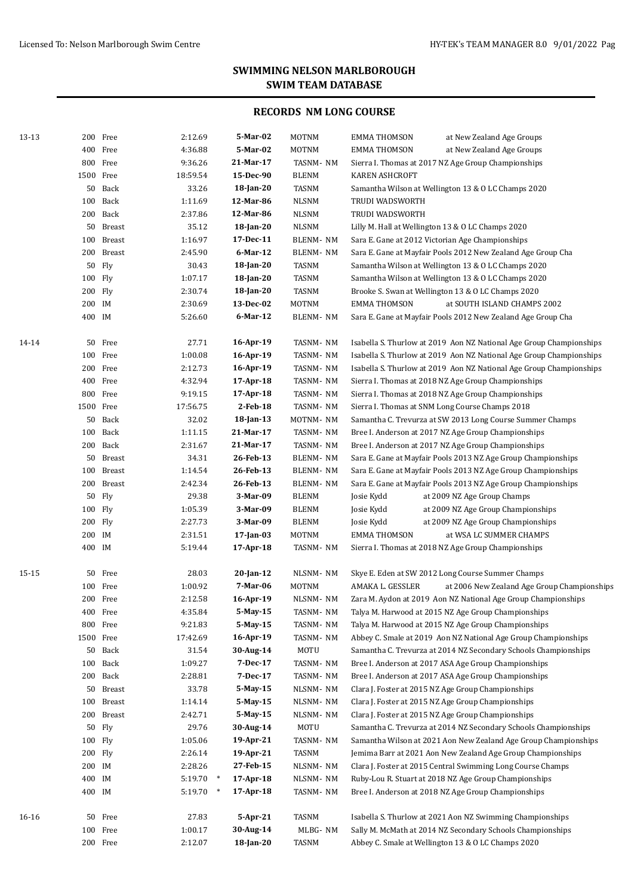## SWIMMING NELSON MARLBOROUGH
## SWIM TEAM DATABASE

### RECORDS NM LONG COURSE

| | | | | | | |
|---|---|---|---|---|---|---|
| 13-13 | 200 Free | 2:12.69 | **5-Mar-02** | MOTNM | EMMA THOMSON | at New Zealand Age Groups |
| | 400 Free | 4:36.88 | **5-Mar-02** | MOTNM | EMMA THOMSON | at New Zealand Age Groups |
| | 800 Free | 9:36.26 | **21-Mar-17** | TASNM- NM | Sierra I. Thomas at 2017 NZ Age Group Championships | |
| | 1500 Free | 18:59.54 | **15-Dec-90** | BLENM | KAREN ASHCROFT | |
| | 50 Back | 33.26 | **18-Jan-20** | TASNM | Samantha Wilson at Wellington 13 & O LC Champs 2020 | |
| | 100 Back | 1:11.69 | **12-Mar-86** | NLSNM | TRUDI WADSWORTH | |
| | 200 Back | 2:37.86 | **12-Mar-86** | NLSNM | TRUDI WADSWORTH | |
| | 50 Breast | 35.12 | **18-Jan-20** | NLSNM | Lilly M. Hall at Wellington 13 & O LC Champs 2020 | |
| | 100 Breast | 1:16.97 | **17-Dec-11** | BLENM- NM | Sara E. Gane at 2012 Victorian Age Championships | |
| | 200 Breast | 2:45.90 | **6-Mar-12** | BLENM- NM | Sara E. Gane at Mayfair Pools 2012 New Zealand Age Group Cha | |
| | 50 Fly | 30.43 | **18-Jan-20** | TASNM | Samantha Wilson at Wellington 13 & O LC Champs 2020 | |
| | 100 Fly | 1:07.17 | **18-Jan-20** | TASNM | Samantha Wilson at Wellington 13 & O LC Champs 2020 | |
| | 200 Fly | 2:30.74 | **18-Jan-20** | TASNM | Brooke S. Swan at Wellington 13 & O LC Champs 2020 | |
| | 200 IM | 2:30.69 | **13-Dec-02** | MOTNM | EMMA THOMSON | at SOUTH ISLAND CHAMPS 2002 |
| | 400 IM | 5:26.60 | **6-Mar-12** | BLENM- NM | Sara E. Gane at Mayfair Pools 2012 New Zealand Age Group Cha | |
| 14-14 | 50 Free | 27.71 | **16-Apr-19** | TASNM- NM | Isabella S. Thurlow at 2019 Aon NZ National Age Group Championships | |
| | 100 Free | 1:00.08 | **16-Apr-19** | TASNM- NM | Isabella S. Thurlow at 2019 Aon NZ National Age Group Championships | |
| | 200 Free | 2:12.73 | **16-Apr-19** | TASNM- NM | Isabella S. Thurlow at 2019 Aon NZ National Age Group Championships | |
| | 400 Free | 4:32.94 | **17-Apr-18** | TASNM- NM | Sierra I. Thomas at 2018 NZ Age Group Championships | |
| | 800 Free | 9:19.15 | **17-Apr-18** | TASNM- NM | Sierra I. Thomas at 2018 NZ Age Group Championships | |
| | 1500 Free | 17:56.75 | **2-Feb-18** | TASNM- NM | Sierra I. Thomas at SNM Long Course Champs 2018 | |
| | 50 Back | 32.02 | **18-Jan-13** | MOTNM- NM | Samantha C. Trevurza at SW 2013 Long Course Summer Champs | |
| | 100 Back | 1:11.15 | **21-Mar-17** | TASNM- NM | Bree I. Anderson at 2017 NZ Age Group Championships | |
| | 200 Back | 2:31.67 | **21-Mar-17** | TASNM- NM | Bree I. Anderson at 2017 NZ Age Group Championships | |
| | 50 Breast | 34.31 | **26-Feb-13** | BLENM- NM | Sara E. Gane at Mayfair Pools 2013 NZ Age Group Championships | |
| | 100 Breast | 1:14.54 | **26-Feb-13** | BLENM- NM | Sara E. Gane at Mayfair Pools 2013 NZ Age Group Championships | |
| | 200 Breast | 2:42.34 | **26-Feb-13** | BLENM- NM | Sara E. Gane at Mayfair Pools 2013 NZ Age Group Championships | |
| | 50 Fly | 29.38 | **3-Mar-09** | BLENM | Josie Kydd | at 2009 NZ Age Group Champs |
| | 100 Fly | 1:05.39 | **3-Mar-09** | BLENM | Josie Kydd | at 2009 NZ Age Group Championships |
| | 200 Fly | 2:27.73 | **3-Mar-09** | BLENM | Josie Kydd | at 2009 NZ Age Group Championships |
| | 200 IM | 2:31.51 | **17-Jan-03** | MOTNM | EMMA THOMSON | at WSA LC SUMMER CHAMPS |
| | 400 IM | 5:19.44 | **17-Apr-18** | TASNM- NM | Sierra I. Thomas at 2018 NZ Age Group Championships | |
| 15-15 | 50 Free | 28.03 | **20-Jan-12** | NLSNM- NM | Skye E. Eden at SW 2012 Long Course Summer Champs | |
| | 100 Free | 1:00.92 | **7-Mar-06** | MOTNM | AMAKA L. GESSLER | at 2006 New Zealand Age Group Championships |
| | 200 Free | 2:12.58 | **16-Apr-19** | NLSNM- NM | Zara M. Aydon at 2019 Aon NZ National Age Group Championships | |
| | 400 Free | 4:35.84 | **5-May-15** | TASNM- NM | Talya M. Harwood at 2015 NZ Age Group Championships | |
| | 800 Free | 9:21.83 | **5-May-15** | TASNM- NM | Talya M. Harwood at 2015 NZ Age Group Championships | |
| | 1500 Free | 17:42.69 | **16-Apr-19** | TASNM- NM | Abbey C. Smale at 2019 Aon NZ National Age Group Championships | |
| | 50 Back | 31.54 | **30-Aug-14** | MOTU | Samantha C. Trevurza at 2014 NZ Secondary Schools Championships | |
| | 100 Back | 1:09.27 | **7-Dec-17** | TASNM- NM | Bree I. Anderson at 2017 ASA Age Group Championships | |
| | 200 Back | 2:28.81 | **7-Dec-17** | TASNM- NM | Bree I. Anderson at 2017 ASA Age Group Championships | |
| | 50 Breast | 33.78 | **5-May-15** | NLSNM- NM | Clara J. Foster at 2015 NZ Age Group Championships | |
| | 100 Breast | 1:14.14 | **5-May-15** | NLSNM- NM | Clara J. Foster at 2015 NZ Age Group Championships | |
| | 200 Breast | 2:42.71 | **5-May-15** | NLSNM- NM | Clara J. Foster at 2015 NZ Age Group Championships | |
| | 50 Fly | 29.76 | **30-Aug-14** | MOTU | Samantha C. Trevurza at 2014 NZ Secondary Schools Championships | |
| | 100 Fly | 1:05.06 | **19-Apr-21** | TASNM- NM | Samantha Wilson at 2021 Aon New Zealand Age Group Championships | |
| | 200 Fly | 2:26.14 | **19-Apr-21** | TASNM | Jemima Barr at 2021 Aon New Zealand Age Group Championships | |
| | 200 IM | 2:28.26 | **27-Feb-15** | NLSNM- NM | Clara J. Foster at 2015 Central Swimming Long Course Champs | |
| | 400 IM | 5:19.70 * | **17-Apr-18** | NLSNM- NM | Ruby-Lou R. Stuart at 2018 NZ Age Group Championships | |
| | 400 IM | 5:19.70 * | **17-Apr-18** | TASNM- NM | Bree I. Anderson at 2018 NZ Age Group Championships | |
| 16-16 | 50 Free | 27.83 | **5-Apr-21** | TASNM | Isabella S. Thurlow at 2021 Aon NZ Swimming Championships | |
| | 100 Free | 1:00.17 | **30-Aug-14** | MLBG- NM | Sally M. McMath at 2014 NZ Secondary Schools Championships | |
| | 200 Free | 2:12.07 | **18-Jan-20** | TASNM | Abbey C. Smale at Wellington 13 & O LC Champs 2020 | |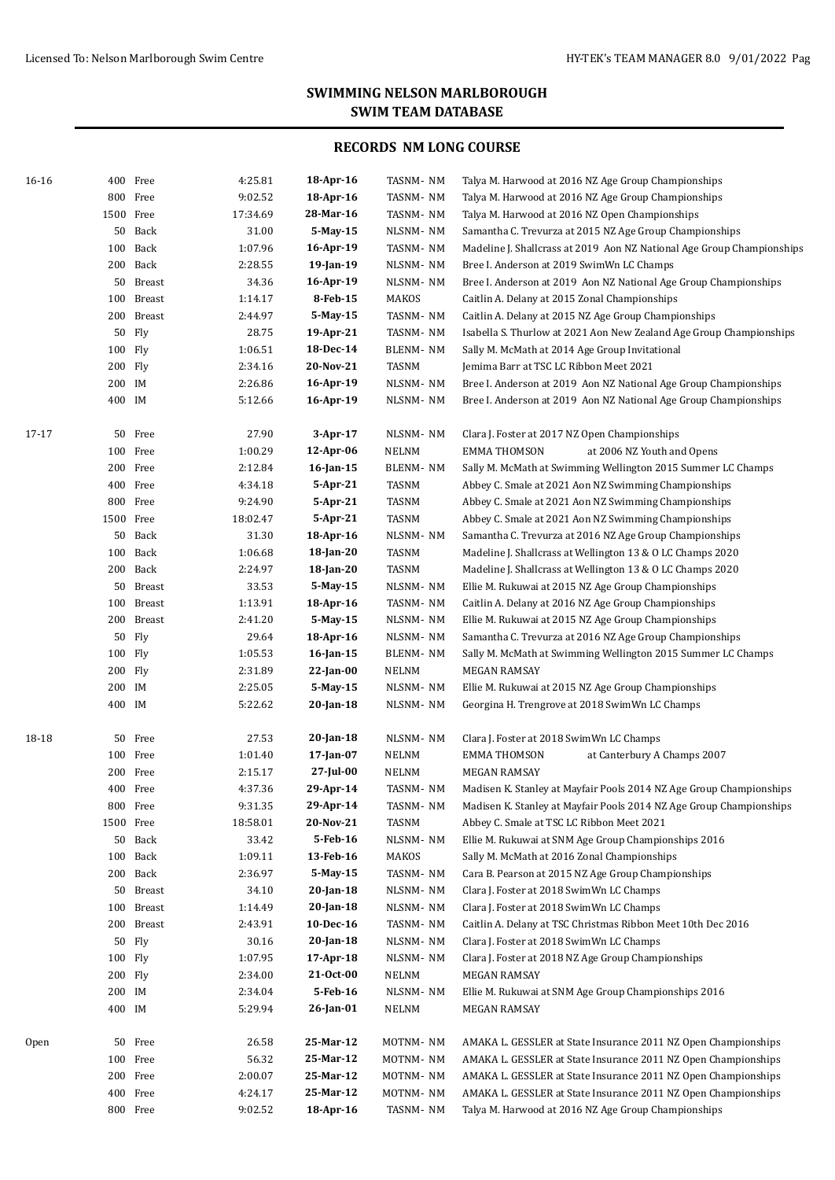## SWIMMING NELSON MARLBOROUGH
## SWIM TEAM DATABASE

### RECORDS NM LONG COURSE

| | | | | | | |
|---|---|---|---|---|---|---|
| 16-16 | 400 | Free | 4:25.81 | **18-Apr-16** | TASNM- NM | Talya M. Harwood at 2016 NZ Age Group Championships |
| | 800 | Free | 9:02.52 | **18-Apr-16** | TASNM- NM | Talya M. Harwood at 2016 NZ Age Group Championships |
| | 1500 | Free | 17:34.69 | **28-Mar-16** | TASNM- NM | Talya M. Harwood at 2016 NZ Open Championships |
| | 50 | Back | 31.00 | **5-May-15** | NLSNM- NM | Samantha C. Trevurza at 2015 NZ Age Group Championships |
| | 100 | Back | 1:07.96 | **16-Apr-19** | TASNM- NM | Madeline J. Shallcrass at 2019 Aon NZ National Age Group Championships |
| | 200 | Back | 2:28.55 | **19-Jan-19** | NLSNM- NM | Bree I. Anderson at 2019 SwimWn LC Champs |
| | 50 | Breast | 34.36 | **16-Apr-19** | NLSNM- NM | Bree I. Anderson at 2019 Aon NZ National Age Group Championships |
| | 100 | Breast | 1:14.17 | **8-Feb-15** | MAKOS | Caitlin A. Delany at 2015 Zonal Championships |
| | 200 | Breast | 2:44.97 | **5-May-15** | TASNM- NM | Caitlin A. Delany at 2015 NZ Age Group Championships |
| | 50 | Fly | 28.75 | **19-Apr-21** | TASNM- NM | Isabella S. Thurlow at 2021 Aon New Zealand Age Group Championships |
| | 100 | Fly | 1:06.51 | **18-Dec-14** | BLENM- NM | Sally M. McMath at 2014 Age Group Invitational |
| | 200 | Fly | 2:34.16 | **20-Nov-21** | TASNM | Jemima Barr at TSC LC Ribbon Meet 2021 |
| | 200 | IM | 2:26.86 | **16-Apr-19** | NLSNM- NM | Bree I. Anderson at 2019 Aon NZ National Age Group Championships |
| | 400 | IM | 5:12.66 | **16-Apr-19** | NLSNM- NM | Bree I. Anderson at 2019 Aon NZ National Age Group Championships |
| 17-17 | 50 | Free | 27.90 | **3-Apr-17** | NLSNM- NM | Clara J. Foster at 2017 NZ Open Championships |
| | 100 | Free | 1:00.29 | **12-Apr-06** | NELNM | EMMA THOMSON at 2006 NZ Youth and Opens |
| | 200 | Free | 2:12.84 | **16-Jan-15** | BLENM- NM | Sally M. McMath at Swimming Wellington 2015 Summer LC Champs |
| | 400 | Free | 4:34.18 | **5-Apr-21** | TASNM | Abbey C. Smale at 2021 Aon NZ Swimming Championships |
| | 800 | Free | 9:24.90 | **5-Apr-21** | TASNM | Abbey C. Smale at 2021 Aon NZ Swimming Championships |
| | 1500 | Free | 18:02.47 | **5-Apr-21** | TASNM | Abbey C. Smale at 2021 Aon NZ Swimming Championships |
| | 50 | Back | 31.30 | **18-Apr-16** | NLSNM- NM | Samantha C. Trevurza at 2016 NZ Age Group Championships |
| | 100 | Back | 1:06.68 | **18-Jan-20** | TASNM | Madeline J. Shallcrass at Wellington 13 & O LC Champs 2020 |
| | 200 | Back | 2:24.97 | **18-Jan-20** | TASNM | Madeline J. Shallcrass at Wellington 13 & O LC Champs 2020 |
| | 50 | Breast | 33.53 | **5-May-15** | NLSNM- NM | Ellie M. Rukuwai at 2015 NZ Age Group Championships |
| | 100 | Breast | 1:13.91 | **18-Apr-16** | TASNM- NM | Caitlin A. Delany at 2016 NZ Age Group Championships |
| | 200 | Breast | 2:41.20 | **5-May-15** | NLSNM- NM | Ellie M. Rukuwai at 2015 NZ Age Group Championships |
| | 50 | Fly | 29.64 | **18-Apr-16** | NLSNM- NM | Samantha C. Trevurza at 2016 NZ Age Group Championships |
| | 100 | Fly | 1:05.53 | **16-Jan-15** | BLENM- NM | Sally M. McMath at Swimming Wellington 2015 Summer LC Champs |
| | 200 | Fly | 2:31.89 | **22-Jan-00** | NELNM | MEGAN RAMSAY |
| | 200 | IM | 2:25.05 | **5-May-15** | NLSNM- NM | Ellie M. Rukuwai at 2015 NZ Age Group Championships |
| | 400 | IM | 5:22.62 | **20-Jan-18** | NLSNM- NM | Georgina H. Trengrove at 2018 SwimWn LC Champs |
| 18-18 | 50 | Free | 27.53 | **20-Jan-18** | NLSNM- NM | Clara J. Foster at 2018 SwimWn LC Champs |
| | 100 | Free | 1:01.40 | **17-Jan-07** | NELNM | EMMA THOMSON at Canterbury A Champs 2007 |
| | 200 | Free | 2:15.17 | **27-Jul-00** | NELNM | MEGAN RAMSAY |
| | 400 | Free | 4:37.36 | **29-Apr-14** | TASNM- NM | Madisen K. Stanley at Mayfair Pools 2014 NZ Age Group Championships |
| | 800 | Free | 9:31.35 | **29-Apr-14** | TASNM- NM | Madisen K. Stanley at Mayfair Pools 2014 NZ Age Group Championships |
| | 1500 | Free | 18:58.01 | **20-Nov-21** | TASNM | Abbey C. Smale at TSC LC Ribbon Meet 2021 |
| | 50 | Back | 33.42 | **5-Feb-16** | NLSNM- NM | Ellie M. Rukuwai at SNM Age Group Championships 2016 |
| | 100 | Back | 1:09.11 | **13-Feb-16** | MAKOS | Sally M. McMath at 2016 Zonal Championships |
| | 200 | Back | 2:36.97 | **5-May-15** | TASNM- NM | Cara B. Pearson at 2015 NZ Age Group Championships |
| | 50 | Breast | 34.10 | **20-Jan-18** | NLSNM- NM | Clara J. Foster at 2018 SwimWn LC Champs |
| | 100 | Breast | 1:14.49 | **20-Jan-18** | NLSNM- NM | Clara J. Foster at 2018 SwimWn LC Champs |
| | 200 | Breast | 2:43.91 | **10-Dec-16** | TASNM- NM | Caitlin A. Delany at TSC Christmas Ribbon Meet 10th Dec 2016 |
| | 50 | Fly | 30.16 | **20-Jan-18** | NLSNM- NM | Clara J. Foster at 2018 SwimWn LC Champs |
| | 100 | Fly | 1:07.95 | **17-Apr-18** | NLSNM- NM | Clara J. Foster at 2018 NZ Age Group Championships |
| | 200 | Fly | 2:34.00 | **21-Oct-00** | NELNM | MEGAN RAMSAY |
| | 200 | IM | 2:34.04 | **5-Feb-16** | NLSNM- NM | Ellie M. Rukuwai at SNM Age Group Championships 2016 |
| | 400 | IM | 5:29.94 | **26-Jan-01** | NELNM | MEGAN RAMSAY |
| Open | 50 | Free | 26.58 | **25-Mar-12** | MOTNM- NM | AMAKA L. GESSLER at State Insurance 2011 NZ Open Championships |
| | 100 | Free | 56.32 | **25-Mar-12** | MOTNM- NM | AMAKA L. GESSLER at State Insurance 2011 NZ Open Championships |
| | 200 | Free | 2:00.07 | **25-Mar-12** | MOTNM- NM | AMAKA L. GESSLER at State Insurance 2011 NZ Open Championships |
| | 400 | Free | 4:24.17 | **25-Mar-12** | MOTNM- NM | AMAKA L. GESSLER at State Insurance 2011 NZ Open Championships |
| | 800 | Free | 9:02.52 | **18-Apr-16** | TASNM- NM | Talya M. Harwood at 2016 NZ Age Group Championships |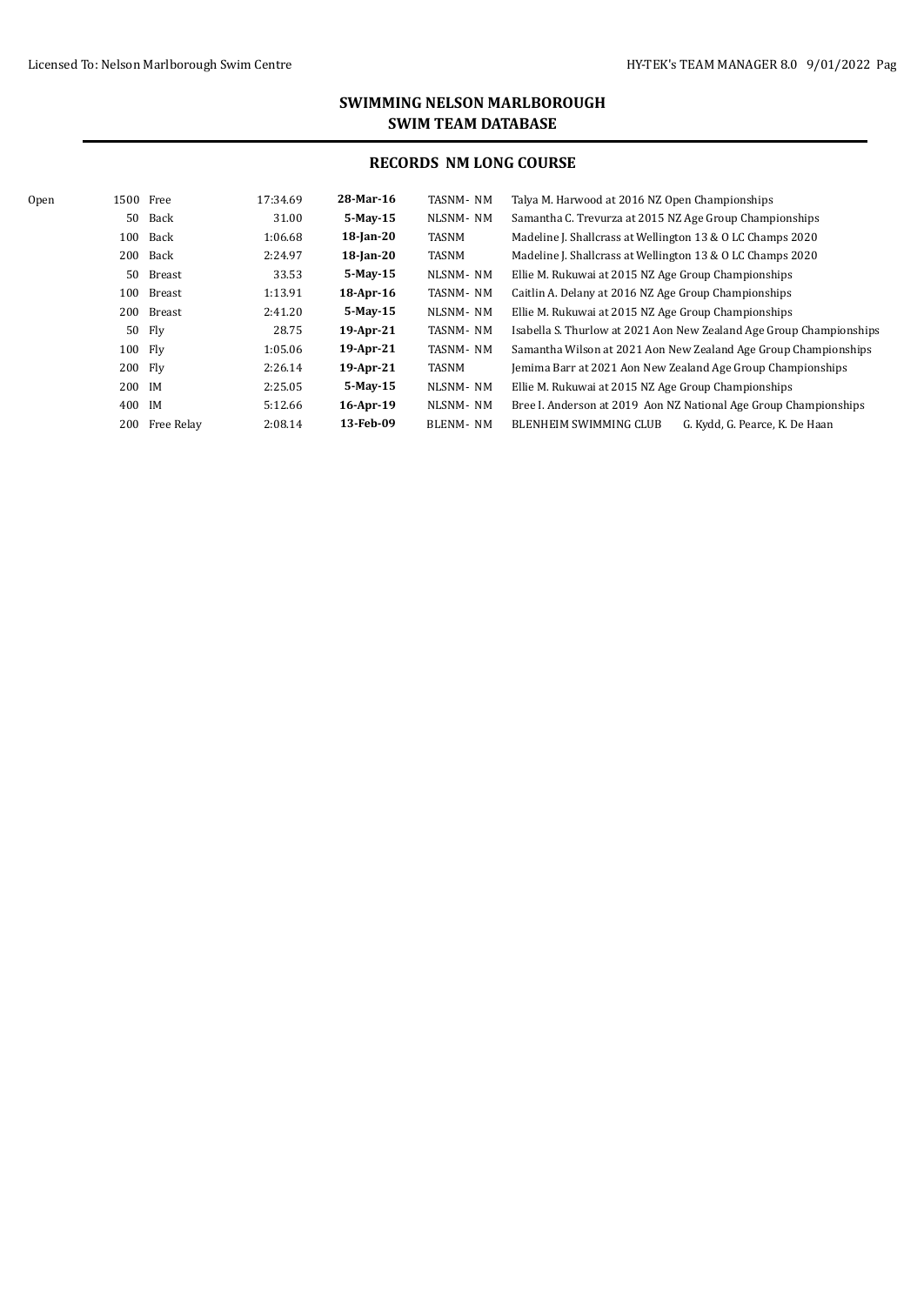## SWIMMING NELSON MARLBOROUGH
## SWIM TEAM DATABASE

### RECORDS NM LONG COURSE

| | | | | | | |
|---|---|---|---|---|---|---|
| Open | 1500 Free | 17:34.69 | **28-Mar-16** | TASNM- NM | Talya M. Harwood at 2016 NZ Open Championships | |
| | 50 Back | 31.00 | **5-May-15** | NLSNM- NM | Samantha C. Trevurza at 2015 NZ Age Group Championships | |
| | 100 Back | 1:06.68 | **18-Jan-20** | TASNM | Madeline J. Shallcrass at Wellington 13 & O LC Champs 2020 | |
| | 200 Back | 2:24.97 | **18-Jan-20** | TASNM | Madeline J. Shallcrass at Wellington 13 & O LC Champs 2020 | |
| | 50 Breast | 33.53 | **5-May-15** | NLSNM- NM | Ellie M. Rukuwai at 2015 NZ Age Group Championships | |
| | 100 Breast | 1:13.91 | **18-Apr-16** | TASNM- NM | Caitlin A. Delany at 2016 NZ Age Group Championships | |
| | 200 Breast | 2:41.20 | **5-May-15** | NLSNM- NM | Ellie M. Rukuwai at 2015 NZ Age Group Championships | |
| | 50 Fly | 28.75 | **19-Apr-21** | TASNM- NM | Isabella S. Thurlow at 2021 Aon New Zealand Age Group Championships | |
| | 100 Fly | 1:05.06 | **19-Apr-21** | TASNM- NM | Samantha Wilson at 2021 Aon New Zealand Age Group Championships | |
| | 200 Fly | 2:26.14 | **19-Apr-21** | TASNM | Jemima Barr at 2021 Aon New Zealand Age Group Championships | |
| | 200 IM | 2:25.05 | **5-May-15** | NLSNM- NM | Ellie M. Rukuwai at 2015 NZ Age Group Championships | |
| | 400 IM | 5:12.66 | **16-Apr-19** | NLSNM- NM | Bree I. Anderson at 2019 Aon NZ National Age Group Championships | |
| | 200 Free Relay | 2:08.14 | **13-Feb-09** | BLENM- NM | BLENHEIM SWIMMING CLUB | G. Kydd, G. Pearce, K. De Haan |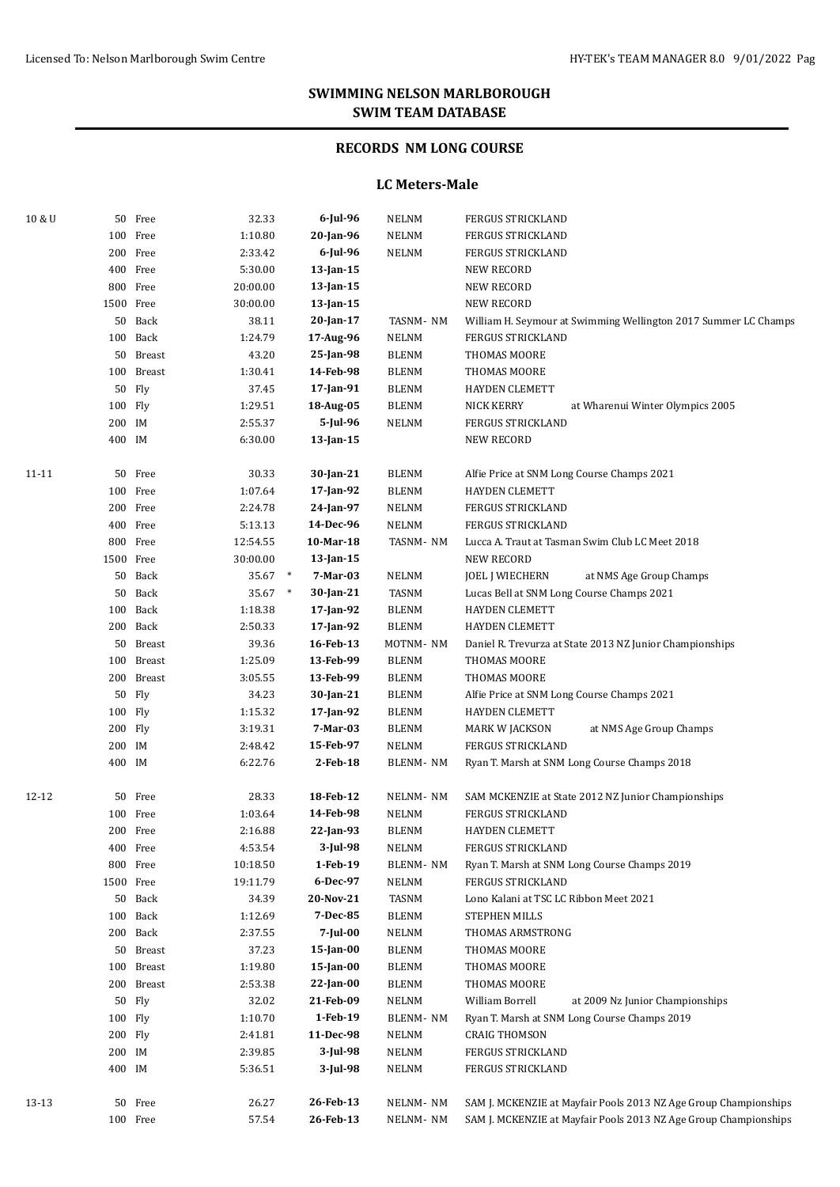## SWIMMING NELSON MARLBOROUGH
## SWIM TEAM DATABASE

### RECORDS NM LONG COURSE

#### LC Meters-Male

| | | | | | | | |
|---|---|---|---|---|---|---|---|
| 10 & U | 50 | Free | 32.33 | **6-Jul-96** | NELNM | FERGUS STRICKLAND | |
| | 100 | Free | 1:10.80 | **20-Jan-96** | NELNM | FERGUS STRICKLAND | |
| | 200 | Free | 2:33.42 | **6-Jul-96** | NELNM | FERGUS STRICKLAND | |
| | 400 | Free | 5:30.00 | **13-Jan-15** | | NEW RECORD | |
| | 800 | Free | 20:00.00 | **13-Jan-15** | | NEW RECORD | |
| | 1500 | Free | 30:00.00 | **13-Jan-15** | | NEW RECORD | |
| | 50 | Back | 38.11 | **20-Jan-17** | TASNM- NM | William H. Seymour at Swimming Wellington 2017 Summer LC Champs | |
| | 100 | Back | 1:24.79 | **17-Aug-96** | NELNM | FERGUS STRICKLAND | |
| | 50 | Breast | 43.20 | **25-Jan-98** | BLENM | THOMAS MOORE | |
| | 100 | Breast | 1:30.41 | **14-Feb-98** | BLENM | THOMAS MOORE | |
| | 50 | Fly | 37.45 | **17-Jan-91** | BLENM | HAYDEN CLEMETT | |
| | 100 | Fly | 1:29.51 | **18-Aug-05** | BLENM | NICK KERRY | at Wharenui Winter Olympics 2005 |
| | 200 | IM | 2:55.37 | **5-Jul-96** | NELNM | FERGUS STRICKLAND | |
| | 400 | IM | 6:30.00 | **13-Jan-15** | | NEW RECORD | |
| 11-11 | 50 | Free | 30.33 | **30-Jan-21** | BLENM | Alfie Price at SNM Long Course Champs 2021 | |
| | 100 | Free | 1:07.64 | **17-Jan-92** | BLENM | HAYDEN CLEMETT | |
| | 200 | Free | 2:24.78 | **24-Jan-97** | NELNM | FERGUS STRICKLAND | |
| | 400 | Free | 5:13.13 | **14-Dec-96** | NELNM | FERGUS STRICKLAND | |
| | 800 | Free | 12:54.55 | **10-Mar-18** | TASNM- NM | Lucca A. Traut at Tasman Swim Club LC Meet 2018 | |
| | 1500 | Free | 30:00.00 | **13-Jan-15** | | NEW RECORD | |
| | 50 | Back | 35.67 * | **7-Mar-03** | NELNM | JOEL J WIECHERN | at NMS Age Group Champs |
| | 50 | Back | 35.67 * | **30-Jan-21** | TASNM | Lucas Bell at SNM Long Course Champs 2021 | |
| | 100 | Back | 1:18.38 | **17-Jan-92** | BLENM | HAYDEN CLEMETT | |
| | 200 | Back | 2:50.33 | **17-Jan-92** | BLENM | HAYDEN CLEMETT | |
| | 50 | Breast | 39.36 | **16-Feb-13** | MOTNM- NM | Daniel R. Trevurza at State 2013 NZ Junior Championships | |
| | 100 | Breast | 1:25.09 | **13-Feb-99** | BLENM | THOMAS MOORE | |
| | 200 | Breast | 3:05.55 | **13-Feb-99** | BLENM | THOMAS MOORE | |
| | 50 | Fly | 34.23 | **30-Jan-21** | BLENM | Alfie Price at SNM Long Course Champs 2021 | |
| | 100 | Fly | 1:15.32 | **17-Jan-92** | BLENM | HAYDEN CLEMETT | |
| | 200 | Fly | 3:19.31 | **7-Mar-03** | BLENM | MARK W JACKSON | at NMS Age Group Champs |
| | 200 | IM | 2:48.42 | **15-Feb-97** | NELNM | FERGUS STRICKLAND | |
| | 400 | IM | 6:22.76 | **2-Feb-18** | BLENM- NM | Ryan T. Marsh at SNM Long Course Champs 2018 | |
| 12-12 | 50 | Free | 28.33 | **18-Feb-12** | NELNM- NM | SAM MCKENZIE at State 2012 NZ Junior Championships | |
| | 100 | Free | 1:03.64 | **14-Feb-98** | NELNM | FERGUS STRICKLAND | |
| | 200 | Free | 2:16.88 | **22-Jan-93** | BLENM | HAYDEN CLEMETT | |
| | 400 | Free | 4:53.54 | **3-Jul-98** | NELNM | FERGUS STRICKLAND | |
| | 800 | Free | 10:18.50 | **1-Feb-19** | BLENM- NM | Ryan T. Marsh at SNM Long Course Champs 2019 | |
| | 1500 | Free | 19:11.79 | **6-Dec-97** | NELNM | FERGUS STRICKLAND | |
| | 50 | Back | 34.39 | **20-Nov-21** | TASNM | Lono Kalani at TSC LC Ribbon Meet 2021 | |
| | 100 | Back | 1:12.69 | **7-Dec-85** | BLENM | STEPHEN MILLS | |
| | 200 | Back | 2:37.55 | **7-Jul-00** | NELNM | THOMAS ARMSTRONG | |
| | 50 | Breast | 37.23 | **15-Jan-00** | BLENM | THOMAS MOORE | |
| | 100 | Breast | 1:19.80 | **15-Jan-00** | BLENM | THOMAS MOORE | |
| | 200 | Breast | 2:53.38 | **22-Jan-00** | BLENM | THOMAS MOORE | |
| | 50 | Fly | 32.02 | **21-Feb-09** | NELNM | William Borrell | at 2009 Nz Junior Championships |
| | 100 | Fly | 1:10.70 | **1-Feb-19** | BLENM- NM | Ryan T. Marsh at SNM Long Course Champs 2019 | |
| | 200 | Fly | 2:41.81 | **11-Dec-98** | NELNM | CRAIG THOMSON | |
| | 200 | IM | 2:39.85 | **3-Jul-98** | NELNM | FERGUS STRICKLAND | |
| | 400 | IM | 5:36.51 | **3-Jul-98** | NELNM | FERGUS STRICKLAND | |
| 13-13 | 50 | Free | 26.27 | **26-Feb-13** | NELNM- NM | SAM J. MCKENZIE at Mayfair Pools 2013 NZ Age Group Championships | |
| | 100 | Free | 57.54 | **26-Feb-13** | NELNM- NM | SAM J. MCKENZIE at Mayfair Pools 2013 NZ Age Group Championships | |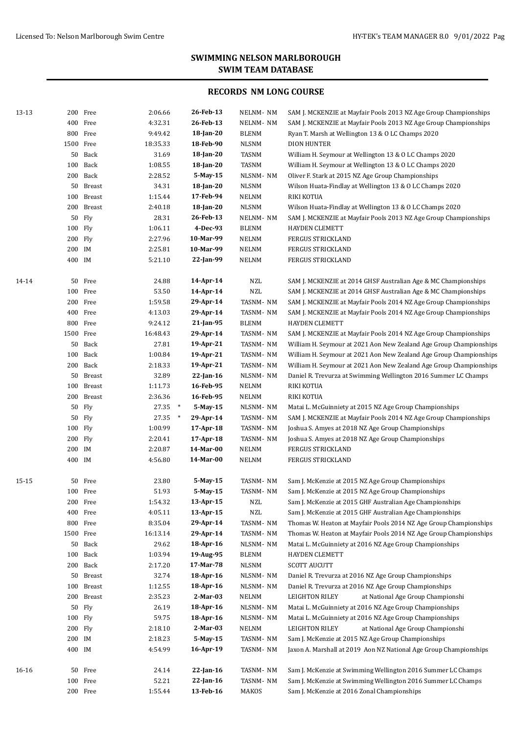## SWIMMING NELSON MARLBOROUGH
## SWIM TEAM DATABASE

### RECORDS NM LONG COURSE

| Age | Event | | Time | | Date | Club | Swimmer / Meet |
|---|---|---|---|---|---|---|---|
| 13-13 | 200 | Free | 2:06.66 | | **26-Feb-13** | NELNM- NM | SAM J. MCKENZIE at Mayfair Pools 2013 NZ Age Group Championships |
| | 400 | Free | 4:32.31 | | **26-Feb-13** | NELNM- NM | SAM J. MCKENZIE at Mayfair Pools 2013 NZ Age Group Championships |
| | 800 | Free | 9:49.42 | | **18-Jan-20** | BLENM | Ryan T. Marsh at Wellington 13 & O LC Champs 2020 |
| | 1500 | Free | 18:35.33 | | **18-Feb-90** | NLSNM | DION HUNTER |
| | 50 | Back | 31.69 | | **18-Jan-20** | TASNM | William H. Seymour at Wellington 13 & O LC Champs 2020 |
| | 100 | Back | 1:08.55 | | **18-Jan-20** | TASNM | William H. Seymour at Wellington 13 & O LC Champs 2020 |
| | 200 | Back | 2:28.52 | | **5-May-15** | NLSNM- NM | Oliver F. Stark at 2015 NZ Age Group Championships |
| | 50 | Breast | 34.31 | | **18-Jan-20** | NLSNM | Wilson Huata-Findlay at Wellington 13 & O LC Champs 2020 |
| | 100 | Breast | 1:15.44 | | **17-Feb-94** | NELNM | RIKI KOTUA |
| | 200 | Breast | 2:40.18 | | **18-Jan-20** | NLSNM | Wilson Huata-Findlay at Wellington 13 & O LC Champs 2020 |
| | 50 | Fly | 28.31 | | **26-Feb-13** | NELNM- NM | SAM J. MCKENZIE at Mayfair Pools 2013 NZ Age Group Championships |
| | 100 | Fly | 1:06.11 | | **4-Dec-93** | BLENM | HAYDEN CLEMETT |
| | 200 | Fly | 2:27.96 | | **10-Mar-99** | NELNM | FERGUS STRICKLAND |
| | 200 | IM | 2:25.81 | | **10-Mar-99** | NELNM | FERGUS STRICKLAND |
| | 400 | IM | 5:21.10 | | **22-Jan-99** | NELNM | FERGUS STRICKLAND |
| 14-14 | 50 | Free | 24.88 | | **14-Apr-14** | NZL | SAM J. MCKENZIE at 2014 GHSF Australian Age & MC Championships |
| | 100 | Free | 53.50 | | **14-Apr-14** | NZL | SAM J. MCKENZIE at 2014 GHSF Australian Age & MC Championships |
| | 200 | Free | 1:59.58 | | **29-Apr-14** | TASNM- NM | SAM J. MCKENZIE at Mayfair Pools 2014 NZ Age Group Championships |
| | 400 | Free | 4:13.03 | | **29-Apr-14** | TASNM- NM | SAM J. MCKENZIE at Mayfair Pools 2014 NZ Age Group Championships |
| | 800 | Free | 9:24.12 | | **21-Jan-95** | BLENM | HAYDEN CLEMETT |
| | 1500 | Free | 16:48.43 | | **29-Apr-14** | TASNM- NM | SAM J. MCKENZIE at Mayfair Pools 2014 NZ Age Group Championships |
| | 50 | Back | 27.81 | | **19-Apr-21** | TASNM- NM | William H. Seymour at 2021 Aon New Zealand Age Group Championships |
| | 100 | Back | 1:00.84 | | **19-Apr-21** | TASNM- NM | William H. Seymour at 2021 Aon New Zealand Age Group Championships |
| | 200 | Back | 2:18.33 | | **19-Apr-21** | TASNM- NM | William H. Seymour at 2021 Aon New Zealand Age Group Championships |
| | 50 | Breast | 32.89 | | **22-Jan-16** | NLSNM- NM | Daniel R. Trevurza at Swimming Wellington 2016 Summer LC Champs |
| | 100 | Breast | 1:11.73 | | **16-Feb-95** | NELNM | RIKI KOTUA |
| | 200 | Breast | 2:36.36 | | **16-Feb-95** | NELNM | RIKI KOTUA |
| | 50 | Fly | 27.35 | * | **5-May-15** | NLSNM- NM | Matai L. McGuinniety at 2015 NZ Age Group Championships |
| | 50 | Fly | 27.35 | * | **29-Apr-14** | TASNM- NM | SAM J. MCKENZIE at Mayfair Pools 2014 NZ Age Group Championships |
| | 100 | Fly | 1:00.99 | | **17-Apr-18** | TASNM- NM | Joshua S. Amyes at 2018 NZ Age Group Championships |
| | 200 | Fly | 2:20.41 | | **17-Apr-18** | TASNM- NM | Joshua S. Amyes at 2018 NZ Age Group Championships |
| | 200 | IM | 2:20.87 | | **14-Mar-00** | NELNM | FERGUS STRICKLAND |
| | 400 | IM | 4:56.80 | | **14-Mar-00** | NELNM | FERGUS STRICKLAND |
| 15-15 | 50 | Free | 23.80 | | **5-May-15** | TASNM- NM | Sam J. McKenzie at 2015 NZ Age Group Championships |
| | 100 | Free | 51.93 | | **5-May-15** | TASNM- NM | Sam J. McKenzie at 2015 NZ Age Group Championships |
| | 200 | Free | 1:54.32 | | **13-Apr-15** | NZL | Sam J. McKenzie at 2015 GHF Australian Age Championships |
| | 400 | Free | 4:05.11 | | **13-Apr-15** | NZL | Sam J. McKenzie at 2015 GHF Australian Age Championships |
| | 800 | Free | 8:35.04 | | **29-Apr-14** | TASNM- NM | Thomas W. Heaton at Mayfair Pools 2014 NZ Age Group Championships |
| | 1500 | Free | 16:13.14 | | **29-Apr-14** | TASNM- NM | Thomas W. Heaton at Mayfair Pools 2014 NZ Age Group Championships |
| | 50 | Back | 29.62 | | **18-Apr-16** | NLSNM- NM | Matai L. McGuinniety at 2016 NZ Age Group Championships |
| | 100 | Back | 1:03.94 | | **19-Aug-95** | BLENM | HAYDEN CLEMETT |
| | 200 | Back | 2:17.20 | | **17-Mar-78** | NLSNM | SCOTT AUCUTT |
| | 50 | Breast | 32.74 | | **18-Apr-16** | NLSNM- NM | Daniel R. Trevurza at 2016 NZ Age Group Championships |
| | 100 | Breast | 1:12.55 | | **18-Apr-16** | NLSNM- NM | Daniel R. Trevurza at 2016 NZ Age Group Championships |
| | 200 | Breast | 2:35.23 | | **2-Mar-03** | NELNM | LEIGHTON RILEY at National Age Group Championshi |
| | 50 | Fly | 26.19 | | **18-Apr-16** | NLSNM- NM | Matai L. McGuinniety at 2016 NZ Age Group Championships |
| | 100 | Fly | 59.75 | | **18-Apr-16** | NLSNM- NM | Matai L. McGuinniety at 2016 NZ Age Group Championships |
| | 200 | Fly | 2:18.10 | | **2-Mar-03** | NELNM | LEIGHTON RILEY at National Age Group Championshi |
| | 200 | IM | 2:18.23 | | **5-May-15** | TASNM- NM | Sam J. McKenzie at 2015 NZ Age Group Championships |
| | 400 | IM | 4:54.99 | | **16-Apr-19** | TASNM- NM | Jaxon A. Marshall at 2019 Aon NZ National Age Group Championships |
| 16-16 | 50 | Free | 24.14 | | **22-Jan-16** | TASNM- NM | Sam J. McKenzie at Swimming Wellington 2016 Summer LC Champs |
| | 100 | Free | 52.21 | | **22-Jan-16** | TASNM- NM | Sam J. McKenzie at Swimming Wellington 2016 Summer LC Champs |
| | 200 | Free | 1:55.44 | | **13-Feb-16** | MAKOS | Sam J. McKenzie at 2016 Zonal Championships |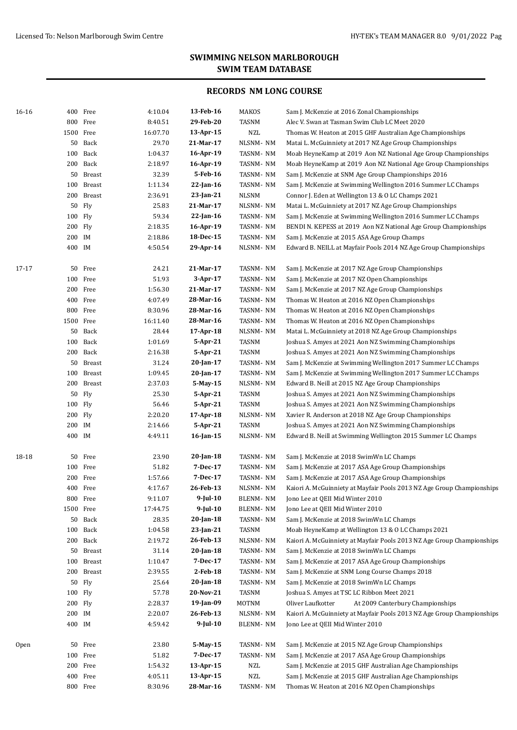## SWIMMING NELSON MARLBOROUGH
## SWIM TEAM DATABASE

### RECORDS NM LONG COURSE

| Age | Dist | Stroke | Time | Date | Team | Details |
|---|---|---|---|---|---|---|
| 16-16 | 400 | Free | 4:10.04 | **13-Feb-16** | MAKOS | Sam J. McKenzie at 2016 Zonal Championships |
| | 800 | Free | 8:40.51 | **29-Feb-20** | TASNM | Alec V. Swan at Tasman Swim Club LC Meet 2020 |
| | 1500 | Free | 16:07.70 | **13-Apr-15** | NZL | Thomas W. Heaton at 2015 GHF Australian Age Championships |
| | 50 | Back | 29.70 | **21-Mar-17** | NLSNM- NM | Matai L. McGuinniety at 2017 NZ Age Group Championships |
| | 100 | Back | 1:04.37 | **16-Apr-19** | TASNM- NM | Moab HeyneKamp at 2019 Aon NZ National Age Group Championships |
| | 200 | Back | 2:18.97 | **16-Apr-19** | TASNM- NM | Moab HeyneKamp at 2019 Aon NZ National Age Group Championships |
| | 50 | Breast | 32.39 | **5-Feb-16** | TASNM- NM | Sam J. McKenzie at SNM Age Group Championships 2016 |
| | 100 | Breast | 1:11.34 | **22-Jan-16** | TASNM- NM | Sam J. McKenzie at Swimming Wellington 2016 Summer LC Champs |
| | 200 | Breast | 2:36.91 | **23-Jan-21** | NLSNM | Connor J. Eden at Wellington 13 & O LC Champs 2021 |
| | 50 | Fly | 25.83 | **21-Mar-17** | NLSNM- NM | Matai L. McGuinniety at 2017 NZ Age Group Championships |
| | 100 | Fly | 59.34 | **22-Jan-16** | TASNM- NM | Sam J. McKenzie at Swimming Wellington 2016 Summer LC Champs |
| | 200 | Fly | 2:18.35 | **16-Apr-19** | TASNM- NM | BENDI N. KEPESS at 2019 Aon NZ National Age Group Championships |
| | 200 | IM | 2:18.86 | **18-Dec-15** | TASNM- NM | Sam J. McKenzie at 2015 ASA Age Group Champs |
| | 400 | IM | 4:50.54 | **29-Apr-14** | NLSNM- NM | Edward B. NEILL at Mayfair Pools 2014 NZ Age Group Championships |
| 17-17 | 50 | Free | 24.21 | **21-Mar-17** | TASNM- NM | Sam J. McKenzie at 2017 NZ Age Group Championships |
| | 100 | Free | 51.93 | **3-Apr-17** | TASNM- NM | Sam J. McKenzie at 2017 NZ Open Championships |
| | 200 | Free | 1:56.30 | **21-Mar-17** | TASNM- NM | Sam J. McKenzie at 2017 NZ Age Group Championships |
| | 400 | Free | 4:07.49 | **28-Mar-16** | TASNM- NM | Thomas W. Heaton at 2016 NZ Open Championships |
| | 800 | Free | 8:30.96 | **28-Mar-16** | TASNM- NM | Thomas W. Heaton at 2016 NZ Open Championships |
| | 1500 | Free | 16:11.40 | **28-Mar-16** | TASNM- NM | Thomas W. Heaton at 2016 NZ Open Championships |
| | 50 | Back | 28.44 | **17-Apr-18** | NLSNM- NM | Matai L. McGuinniety at 2018 NZ Age Group Championships |
| | 100 | Back | 1:01.69 | **5-Apr-21** | TASNM | Joshua S. Amyes at 2021 Aon NZ Swimming Championships |
| | 200 | Back | 2:16.38 | **5-Apr-21** | TASNM | Joshua S. Amyes at 2021 Aon NZ Swimming Championships |
| | 50 | Breast | 31.24 | **20-Jan-17** | TASNM- NM | Sam J. McKenzie at Swimming Wellington 2017 Summer LC Champs |
| | 100 | Breast | 1:09.45 | **20-Jan-17** | TASNM- NM | Sam J. McKenzie at Swimming Wellington 2017 Summer LC Champs |
| | 200 | Breast | 2:37.03 | **5-May-15** | NLSNM- NM | Edward B. Neill at 2015 NZ Age Group Championships |
| | 50 | Fly | 25.30 | **5-Apr-21** | TASNM | Joshua S. Amyes at 2021 Aon NZ Swimming Championships |
| | 100 | Fly | 56.46 | **5-Apr-21** | TASNM | Joshua S. Amyes at 2021 Aon NZ Swimming Championships |
| | 200 | Fly | 2:20.20 | **17-Apr-18** | NLSNM- NM | Xavier R. Anderson at 2018 NZ Age Group Championships |
| | 200 | IM | 2:14.66 | **5-Apr-21** | TASNM | Joshua S. Amyes at 2021 Aon NZ Swimming Championships |
| | 400 | IM | 4:49.11 | **16-Jan-15** | NLSNM- NM | Edward B. Neill at Swimming Wellington 2015 Summer LC Champs |
| 18-18 | 50 | Free | 23.90 | **20-Jan-18** | TASNM- NM | Sam J. McKenzie at 2018 SwimWn LC Champs |
| | 100 | Free | 51.82 | **7-Dec-17** | TASNM- NM | Sam J. McKenzie at 2017 ASA Age Group Championships |
| | 200 | Free | 1:57.66 | **7-Dec-17** | TASNM- NM | Sam J. McKenzie at 2017 ASA Age Group Championships |
| | 400 | Free | 4:17.67 | **26-Feb-13** | NLSNM- NM | Kaiori A. McGuinniety at Mayfair Pools 2013 NZ Age Group Championships |
| | 800 | Free | 9:11.07 | **9-Jul-10** | BLENM- NM | Jono Lee at QEII Mid Winter 2010 |
| | 1500 | Free | 17:44.75 | **9-Jul-10** | BLENM- NM | Jono Lee at QEII Mid Winter 2010 |
| | 50 | Back | 28.35 | **20-Jan-18** | TASNM- NM | Sam J. McKenzie at 2018 SwimWn LC Champs |
| | 100 | Back | 1:04.58 | **23-Jan-21** | TASNM | Moab HeyneKamp at Wellington 13 & O LC Champs 2021 |
| | 200 | Back | 2:19.72 | **26-Feb-13** | NLSNM- NM | Kaiori A. McGuinniety at Mayfair Pools 2013 NZ Age Group Championships |
| | 50 | Breast | 31.14 | **20-Jan-18** | TASNM- NM | Sam J. McKenzie at 2018 SwimWn LC Champs |
| | 100 | Breast | 1:10.47 | **7-Dec-17** | TASNM- NM | Sam J. McKenzie at 2017 ASA Age Group Championships |
| | 200 | Breast | 2:39.55 | **2-Feb-18** | TASNM- NM | Sam J. McKenzie at SNM Long Course Champs 2018 |
| | 50 | Fly | 25.64 | **20-Jan-18** | TASNM- NM | Sam J. McKenzie at 2018 SwimWn LC Champs |
| | 100 | Fly | 57.78 | **20-Nov-21** | TASNM | Joshua S. Amyes at TSC LC Ribbon Meet 2021 |
| | 200 | Fly | 2:28.37 | **19-Jan-09** | MOTNM | Oliver Laufkotter At 2009 Canterbury Championships |
| | 200 | IM | 2:20.07 | **26-Feb-13** | NLSNM- NM | Kaiori A. McGuinniety at Mayfair Pools 2013 NZ Age Group Championships |
| | 400 | IM | 4:59.42 | **9-Jul-10** | BLENM- NM | Jono Lee at QEII Mid Winter 2010 |
| Open | 50 | Free | 23.80 | **5-May-15** | TASNM- NM | Sam J. McKenzie at 2015 NZ Age Group Championships |
| | 100 | Free | 51.82 | **7-Dec-17** | TASNM- NM | Sam J. McKenzie at 2017 ASA Age Group Championships |
| | 200 | Free | 1:54.32 | **13-Apr-15** | NZL | Sam J. McKenzie at 2015 GHF Australian Age Championships |
| | 400 | Free | 4:05.11 | **13-Apr-15** | NZL | Sam J. McKenzie at 2015 GHF Australian Age Championships |
| | 800 | Free | 8:30.96 | **28-Mar-16** | TASNM- NM | Thomas W. Heaton at 2016 NZ Open Championships |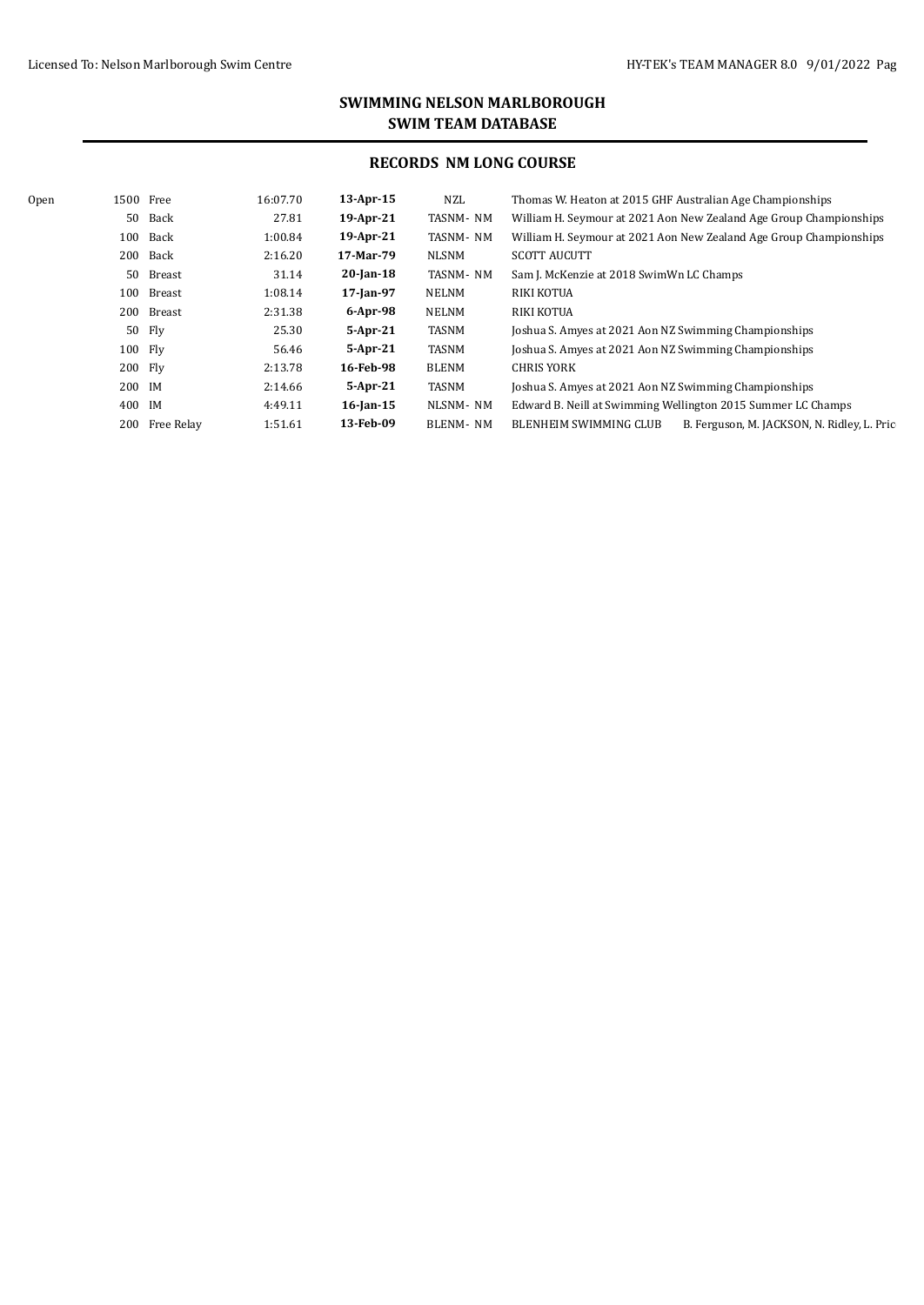## SWIMMING NELSON MARLBOROUGH
## SWIM TEAM DATABASE

### RECORDS NM LONG COURSE

| | | | | | | |
|---|---|---|---|---|---|---|
| Open | 1500 Free | 16:07.70 | **13-Apr-15** | NZL | Thomas W. Heaton at 2015 GHF Australian Age Championships | |
| | 50 Back | 27.81 | **19-Apr-21** | TASNM- NM | William H. Seymour at 2021 Aon New Zealand Age Group Championships | |
| | 100 Back | 1:00.84 | **19-Apr-21** | TASNM- NM | William H. Seymour at 2021 Aon New Zealand Age Group Championships | |
| | 200 Back | 2:16.20 | **17-Mar-79** | NLSNM | SCOTT AUCUTT | |
| | 50 Breast | 31.14 | **20-Jan-18** | TASNM- NM | Sam J. McKenzie at 2018 SwimWn LC Champs | |
| | 100 Breast | 1:08.14 | **17-Jan-97** | NELNM | RIKI KOTUA | |
| | 200 Breast | 2:31.38 | **6-Apr-98** | NELNM | RIKI KOTUA | |
| | 50 Fly | 25.30 | **5-Apr-21** | TASNM | Joshua S. Amyes at 2021 Aon NZ Swimming Championships | |
| | 100 Fly | 56.46 | **5-Apr-21** | TASNM | Joshua S. Amyes at 2021 Aon NZ Swimming Championships | |
| | 200 Fly | 2:13.78 | **16-Feb-98** | BLENM | CHRIS YORK | |
| | 200 IM | 2:14.66 | **5-Apr-21** | TASNM | Joshua S. Amyes at 2021 Aon NZ Swimming Championships | |
| | 400 IM | 4:49.11 | **16-Jan-15** | NLSNM- NM | Edward B. Neill at Swimming Wellington 2015 Summer LC Champs | |
| | 200 Free Relay | 1:51.61 | **13-Feb-09** | BLENM- NM | BLENHEIM SWIMMING CLUB | B. Ferguson, M. JACKSON, N. Ridley, L. Pric |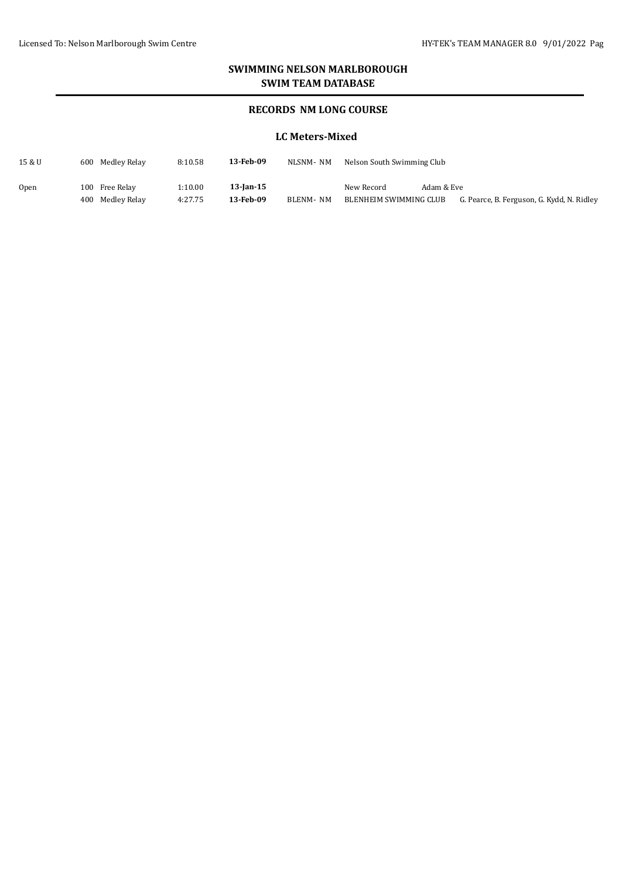## SWIMMING NELSON MARLBOROUGH
## SWIM TEAM DATABASE

### RECORDS NM LONG COURSE

#### LC Meters-Mixed

| | | | | | | | |
|---|---|---|---|---|---|---|---|
| 15 & U | 600 Medley Relay | 8:10.58 | **13-Feb-09** | NLSNM- NM | Nelson South Swimming Club | | |
| Open | 100 Free Relay | 1:10.00 | **13-Jan-15** | | New Record | Adam & Eve | |
| | 400 Medley Relay | 4:27.75 | **13-Feb-09** | BLENM- NM | BLENHEIM SWIMMING CLUB | | G. Pearce, B. Ferguson, G. Kydd, N. Ridley |